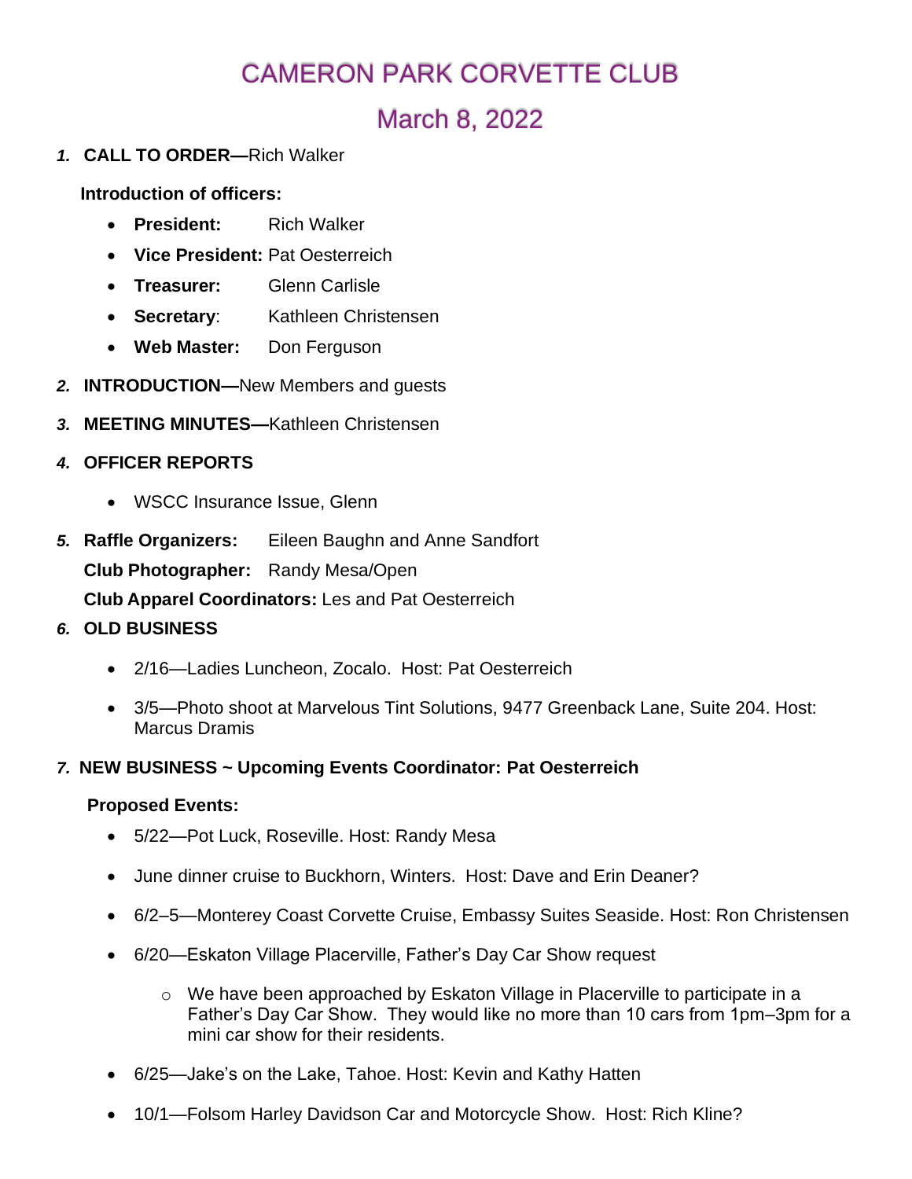# CAMERON PARK CORVETTE CLUB

## March 8, 2022

1. **CALL TO ORDER—**Rich Walker

   **Introduction of officers:**

   - **President:** Rich Walker
   - **Vice President:** Pat Oesterreich
   - **Treasurer:** Glenn Carlisle
   - **Secretary**: Kathleen Christensen
   - **Web Master:** Don Ferguson

2. **INTRODUCTION—**New Members and guests

3. **MEETING MINUTES—**Kathleen Christensen

4. **OFFICER REPORTS**

   - WSCC Insurance Issue, Glenn

5. **Raffle Organizers:** Eileen Baughn and Anne Sandfort

   **Club Photographer:** Randy Mesa/Open

   **Club Apparel Coordinators:** Les and Pat Oesterreich

6. **OLD BUSINESS**

   - 2/16—Ladies Luncheon, Zocalo. Host: Pat Oesterreich
   - 3/5—Photo shoot at Marvelous Tint Solutions, 9477 Greenback Lane, Suite 204. Host: Marcus Dramis

7. **NEW BUSINESS ~ Upcoming Events Coordinator: Pat Oesterreich**

   **Proposed Events:**

   - 5/22—Pot Luck, Roseville. Host: Randy Mesa
   - June dinner cruise to Buckhorn, Winters. Host: Dave and Erin Deaner?
   - 6/2–5—Monterey Coast Corvette Cruise, Embassy Suites Seaside. Host: Ron Christensen
   - 6/20—Eskaton Village Placerville, Father's Day Car Show request
     - We have been approached by Eskaton Village in Placerville to participate in a Father's Day Car Show. They would like no more than 10 cars from 1pm–3pm for a mini car show for their residents.
   - 6/25—Jake's on the Lake, Tahoe. Host: Kevin and Kathy Hatten
   - 10/1—Folsom Harley Davidson Car and Motorcycle Show. Host: Rich Kline?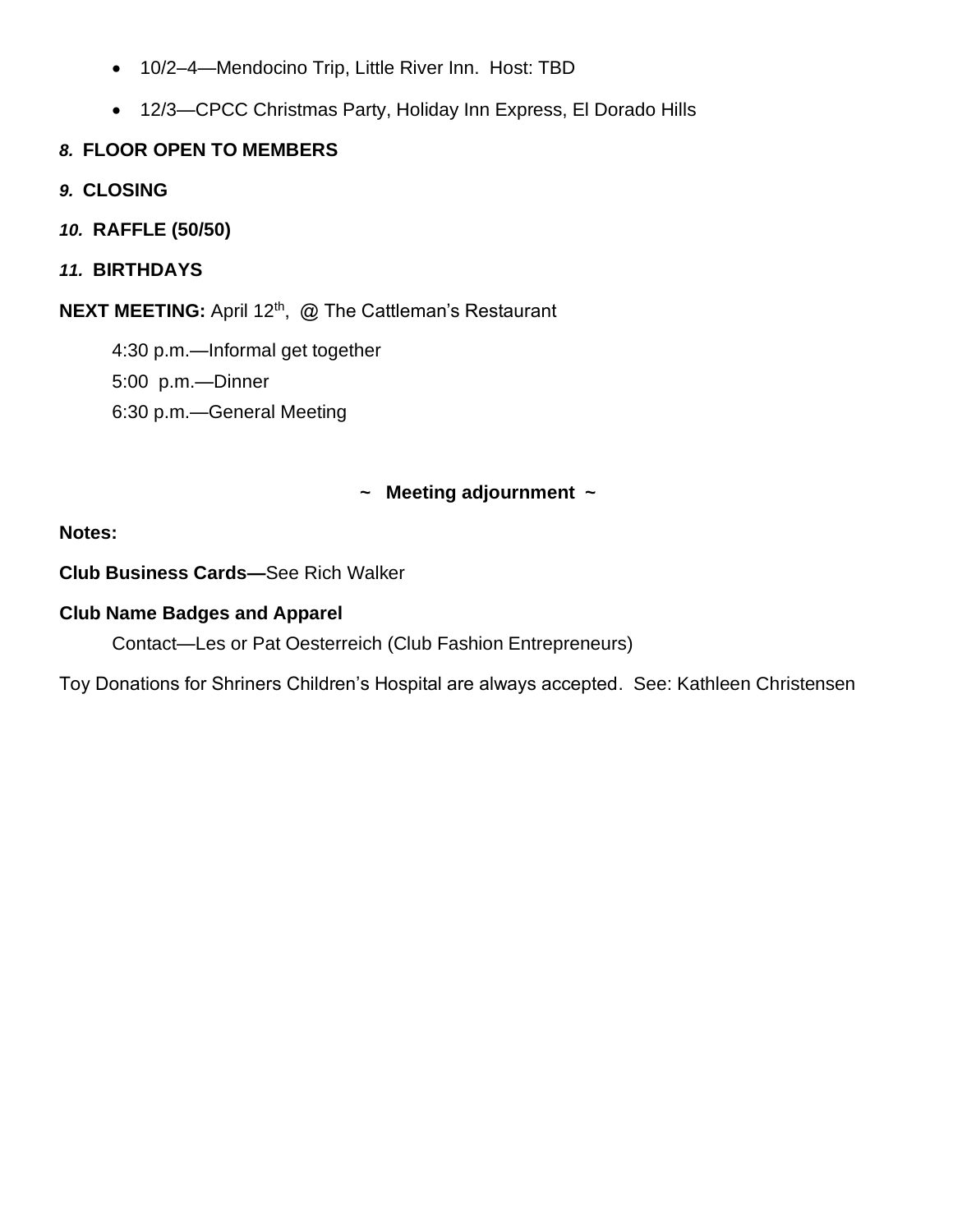- 10/2–4—Mendocino Trip, Little River Inn.  Host: TBD
- 12/3—CPCC Christmas Party, Holiday Inn Express, El Dorado Hills

***8.*** **FLOOR OPEN TO MEMBERS**

***9.*** **CLOSING**

***10.*** **RAFFLE (50/50)**

***11.*** **BIRTHDAYS**

**NEXT MEETING:** April 12th,  @ The Cattleman's Restaurant

4:30 p.m.—Informal get together

5:00  p.m.—Dinner

6:30 p.m.—General Meeting

**~  Meeting adjournment  ~**

**Notes:**

**Club Business Cards—**See Rich Walker

**Club Name Badges and Apparel**

Contact—Les or Pat Oesterreich (Club Fashion Entrepreneurs)

Toy Donations for Shriners Children's Hospital are always accepted.  See: Kathleen Christensen